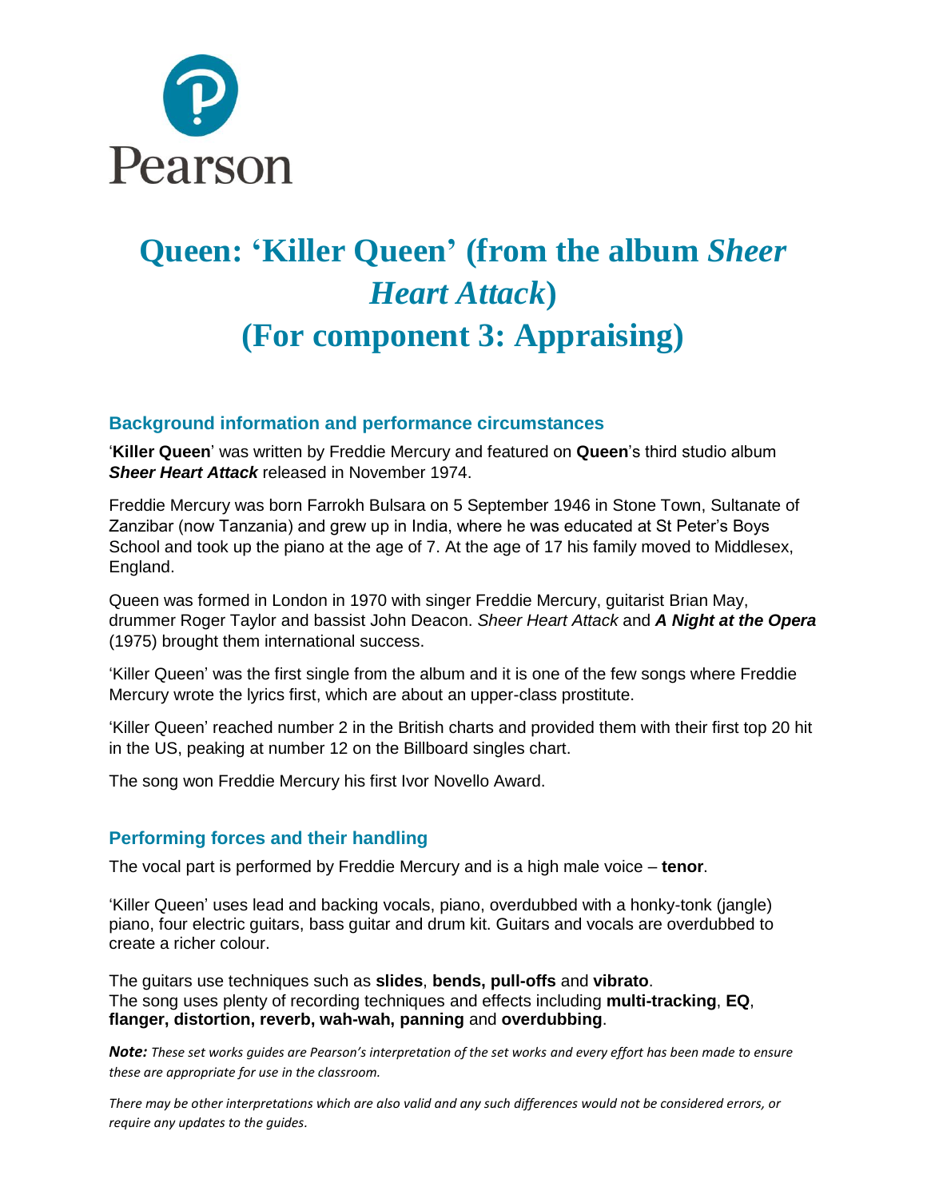# Queen: 'Killer Queen' (from the album *Sheer Heart Attack*)
# (For component 3: Appraising)

## Background information and performance circumstances

'**Killer Queen**' was written by Freddie Mercury and featured on **Queen**'s third studio album ***Sheer Heart Attack*** released in November 1974.

Freddie Mercury was born Farrokh Bulsara on 5 September 1946 in Stone Town, Sultanate of Zanzibar (now Tanzania) and grew up in India, where he was educated at St Peter's Boys School and took up the piano at the age of 7. At the age of 17 his family moved to Middlesex, England.

Queen was formed in London in 1970 with singer Freddie Mercury, guitarist Brian May, drummer Roger Taylor and bassist John Deacon. *Sheer Heart Attack* and ***A Night at the Opera*** (1975) brought them international success.

'Killer Queen' was the first single from the album and it is one of the few songs where Freddie Mercury wrote the lyrics first, which are about an upper-class prostitute.

'Killer Queen' reached number 2 in the British charts and provided them with their first top 20 hit in the US, peaking at number 12 on the Billboard singles chart.

The song won Freddie Mercury his first Ivor Novello Award.

## Performing forces and their handling

The vocal part is performed by Freddie Mercury and is a high male voice – **tenor**.

'Killer Queen' uses lead and backing vocals, piano, overdubbed with a honky-tonk (jangle) piano, four electric guitars, bass guitar and drum kit. Guitars and vocals are overdubbed to create a richer colour.

The guitars use techniques such as **slides**, **bends, pull-offs** and **vibrato**.
The song uses plenty of recording techniques and effects including **multi-tracking**, **EQ**, **flanger, distortion, reverb, wah-wah, panning** and **overdubbing**.

***Note:*** *These set works guides are Pearson's interpretation of the set works and every effort has been made to ensure these are appropriate for use in the classroom.*

*There may be other interpretations which are also valid and any such differences would not be considered errors, or require any updates to the guides.*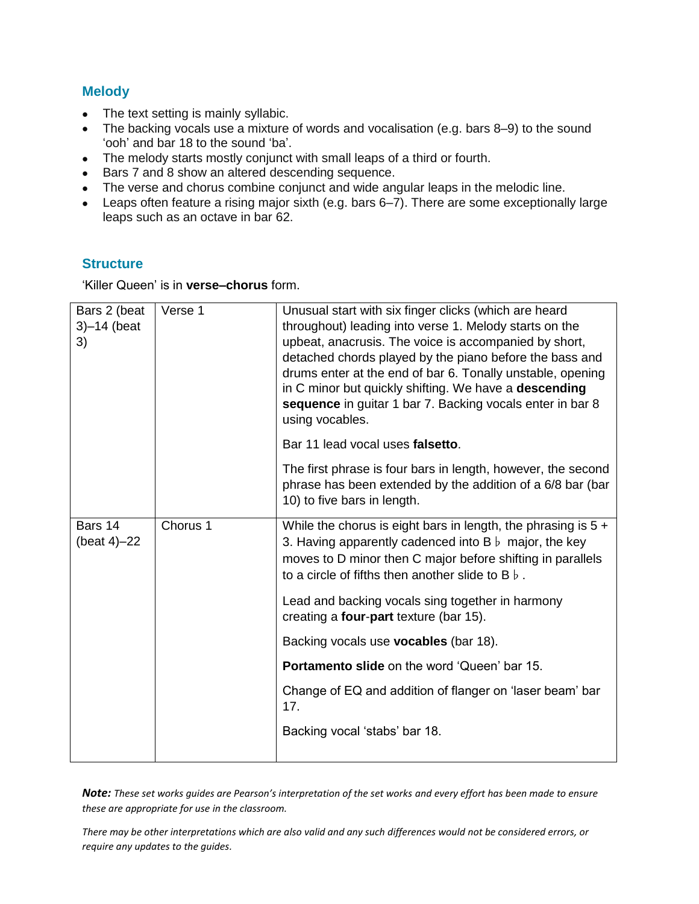## Melody

- The text setting is mainly syllabic.
- The backing vocals use a mixture of words and vocalisation (e.g. bars 8–9) to the sound 'ooh' and bar 18 to the sound 'ba'.
- The melody starts mostly conjunct with small leaps of a third or fourth.
- Bars 7 and 8 show an altered descending sequence.
- The verse and chorus combine conjunct and wide angular leaps in the melodic line.
- Leaps often feature a rising major sixth (e.g. bars 6–7). There are some exceptionally large leaps such as an octave in bar 62.

## Structure

'Killer Queen' is in **verse–chorus** form.

| | | |
|---|---|---|
| Bars 2 (beat 3)–14 (beat 3) | Verse 1 | Unusual start with six finger clicks (which are heard throughout) leading into verse 1. Melody starts on the upbeat, anacrusis. The voice is accompanied by short, detached chords played by the piano before the bass and drums enter at the end of bar 6. Tonally unstable, opening in C minor but quickly shifting. We have a **descending sequence** in guitar 1 bar 7. Backing vocals enter in bar 8 using vocables.<br><br>Bar 11 lead vocal uses **falsetto**.<br><br>The first phrase is four bars in length, however, the second phrase has been extended by the addition of a 6/8 bar (bar 10) to five bars in length. |
| Bars 14 (beat 4)–22 | Chorus 1 | While the chorus is eight bars in length, the phrasing is 5 + 3. Having apparently cadenced into B♭ major, the key moves to D minor then C major before shifting in parallels to a circle of fifths then another slide to B♭.<br><br>Lead and backing vocals sing together in harmony creating a **four-part** texture (bar 15).<br><br>Backing vocals use **vocables** (bar 18).<br><br>**Portamento slide** on the word 'Queen' bar 15.<br><br>Change of EQ and addition of flanger on 'laser beam' bar 17.<br><br>Backing vocal 'stabs' bar 18. |

***Note:*** *These set works guides are Pearson's interpretation of the set works and every effort has been made to ensure these are appropriate for use in the classroom.*

*There may be other interpretations which are also valid and any such differences would not be considered errors, or require any updates to the guides.*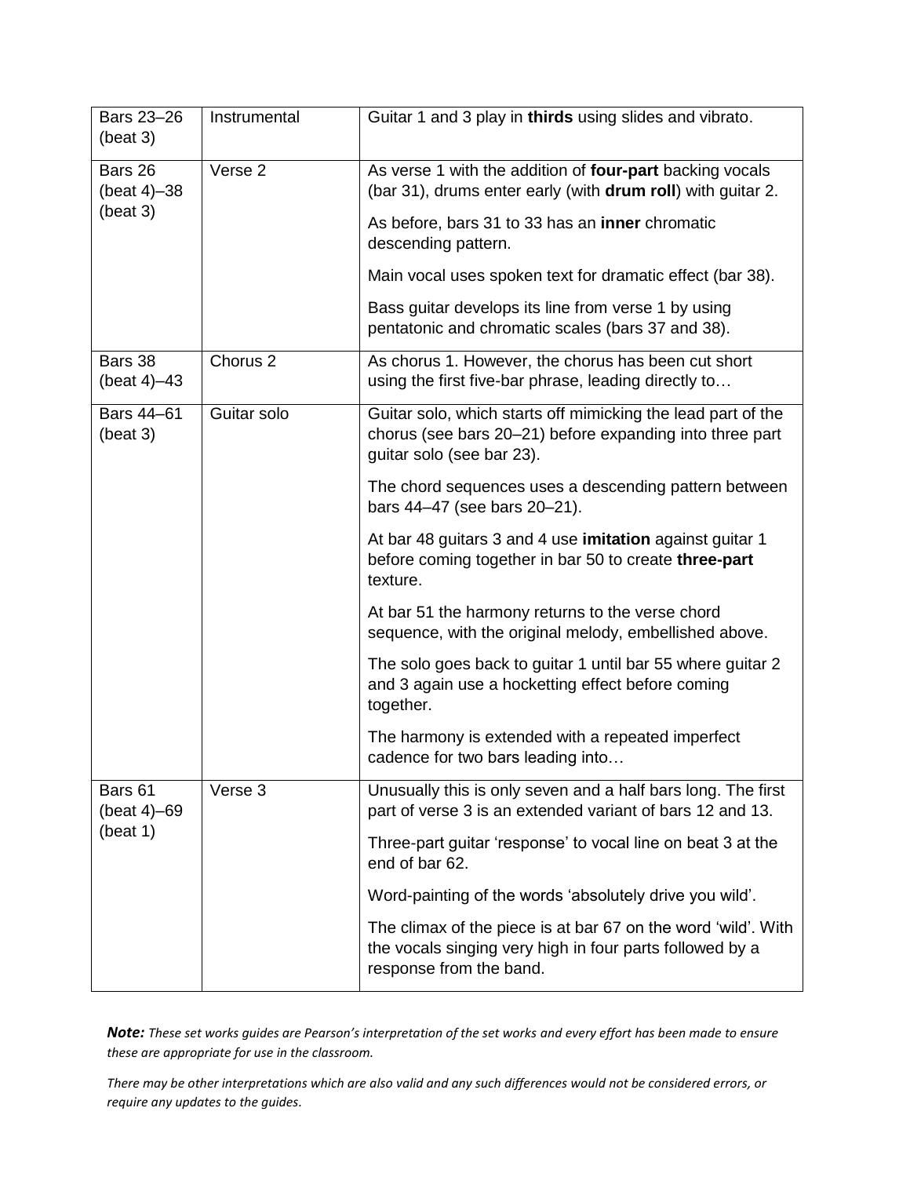| | | |
|---|---|---|
| Bars 23–26 (beat 3) | Instrumental | Guitar 1 and 3 play in **thirds** using slides and vibrato. |
| Bars 26 (beat 4)–38 (beat 3) | Verse 2 | As verse 1 with the addition of **four-part** backing vocals (bar 31), drums enter early (with **drum roll**) with guitar 2.<br><br>As before, bars 31 to 33 has an **inner** chromatic descending pattern.<br><br>Main vocal uses spoken text for dramatic effect (bar 38).<br><br>Bass guitar develops its line from verse 1 by using pentatonic and chromatic scales (bars 37 and 38). |
| Bars 38 (beat 4)–43 | Chorus 2 | As chorus 1. However, the chorus has been cut short using the first five-bar phrase, leading directly to… |
| Bars 44–61 (beat 3) | Guitar solo | Guitar solo, which starts off mimicking the lead part of the chorus (see bars 20–21) before expanding into three part guitar solo (see bar 23).<br><br>The chord sequences uses a descending pattern between bars 44–47 (see bars 20–21).<br><br>At bar 48 guitars 3 and 4 use **imitation** against guitar 1 before coming together in bar 50 to create **three-part** texture.<br><br>At bar 51 the harmony returns to the verse chord sequence, with the original melody, embellished above.<br><br>The solo goes back to guitar 1 until bar 55 where guitar 2 and 3 again use a hocketting effect before coming together.<br><br>The harmony is extended with a repeated imperfect cadence for two bars leading into… |
| Bars 61 (beat 4)–69 (beat 1) | Verse 3 | Unusually this is only seven and a half bars long. The first part of verse 3 is an extended variant of bars 12 and 13.<br><br>Three-part guitar 'response' to vocal line on beat 3 at the end of bar 62.<br><br>Word-painting of the words 'absolutely drive you wild'.<br><br>The climax of the piece is at bar 67 on the word 'wild'. With the vocals singing very high in four parts followed by a response from the band. |

***Note:*** *These set works guides are Pearson's interpretation of the set works and every effort has been made to ensure these are appropriate for use in the classroom.*

*There may be other interpretations which are also valid and any such differences would not be considered errors, or require any updates to the guides.*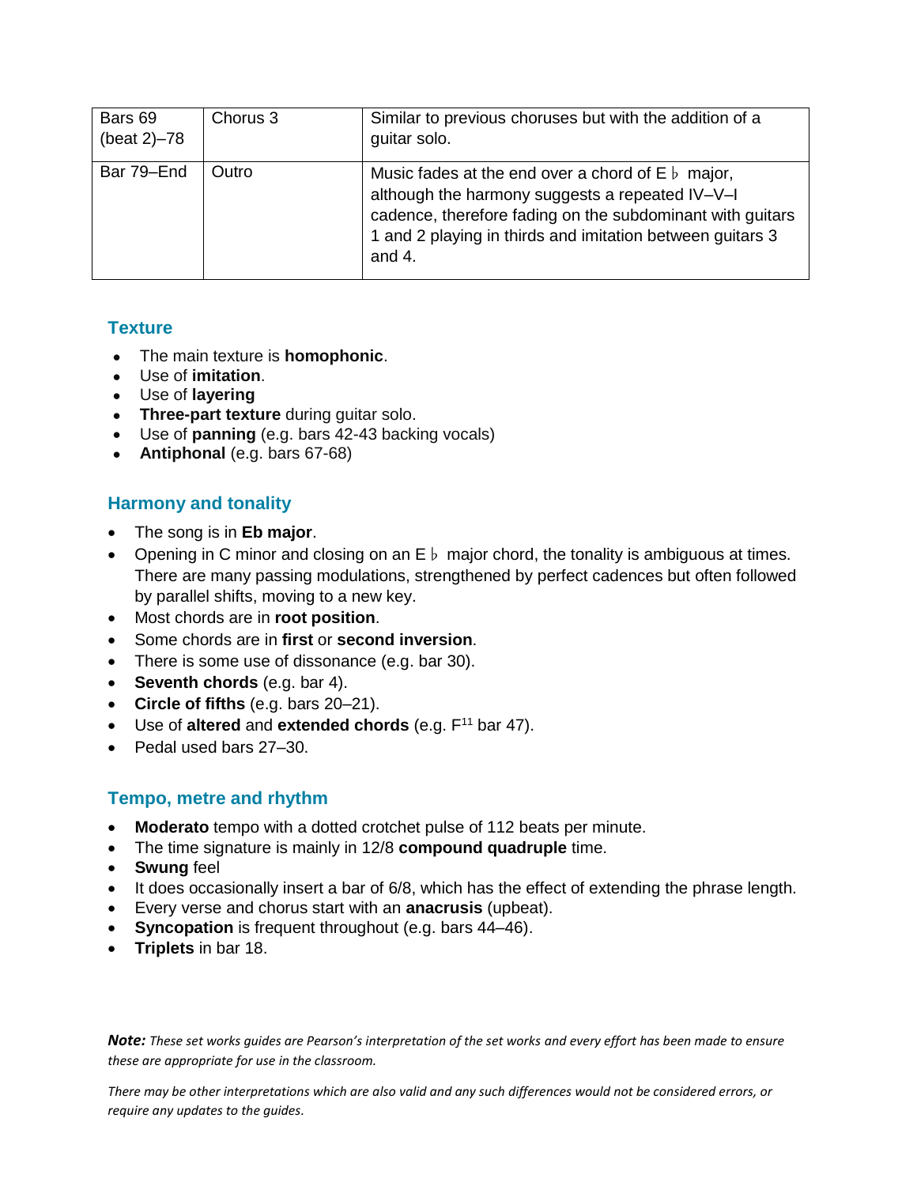| | | |
|---|---|---|
| Bars 69 (beat 2)–78 | Chorus 3 | Similar to previous choruses but with the addition of a guitar solo. |
| Bar 79–End | Outro | Music fades at the end over a chord of E♭ major, although the harmony suggests a repeated IV–V–I cadence, therefore fading on the subdominant with guitars 1 and 2 playing in thirds and imitation between guitars 3 and 4. |

## Texture

- The main texture is **homophonic**.
- Use of **imitation**.
- Use of **layering**
- **Three-part texture** during guitar solo.
- Use of **panning** (e.g. bars 42-43 backing vocals)
- **Antiphonal** (e.g. bars 67-68)

## Harmony and tonality

- The song is in **Eb major**.
- Opening in C minor and closing on an E♭ major chord, the tonality is ambiguous at times. There are many passing modulations, strengthened by perfect cadences but often followed by parallel shifts, moving to a new key.
- Most chords are in **root position**.
- Some chords are in **first** or **second inversion**.
- There is some use of dissonance (e.g. bar 30).
- **Seventh chords** (e.g. bar 4).
- **Circle of fifths** (e.g. bars 20–21).
- Use of **altered** and **extended chords** (e.g. $F^{11}$ bar 47).
- Pedal used bars 27–30.

## Tempo, metre and rhythm

- **Moderato** tempo with a dotted crotchet pulse of 112 beats per minute.
- The time signature is mainly in 12/8 **compound quadruple** time.
- **Swung** feel
- It does occasionally insert a bar of 6/8, which has the effect of extending the phrase length.
- Every verse and chorus start with an **anacrusis** (upbeat).
- **Syncopation** is frequent throughout (e.g. bars 44–46).
- **Triplets** in bar 18.

***Note:*** *These set works guides are Pearson's interpretation of the set works and every effort has been made to ensure these are appropriate for use in the classroom.*

*There may be other interpretations which are also valid and any such differences would not be considered errors, or require any updates to the guides.*